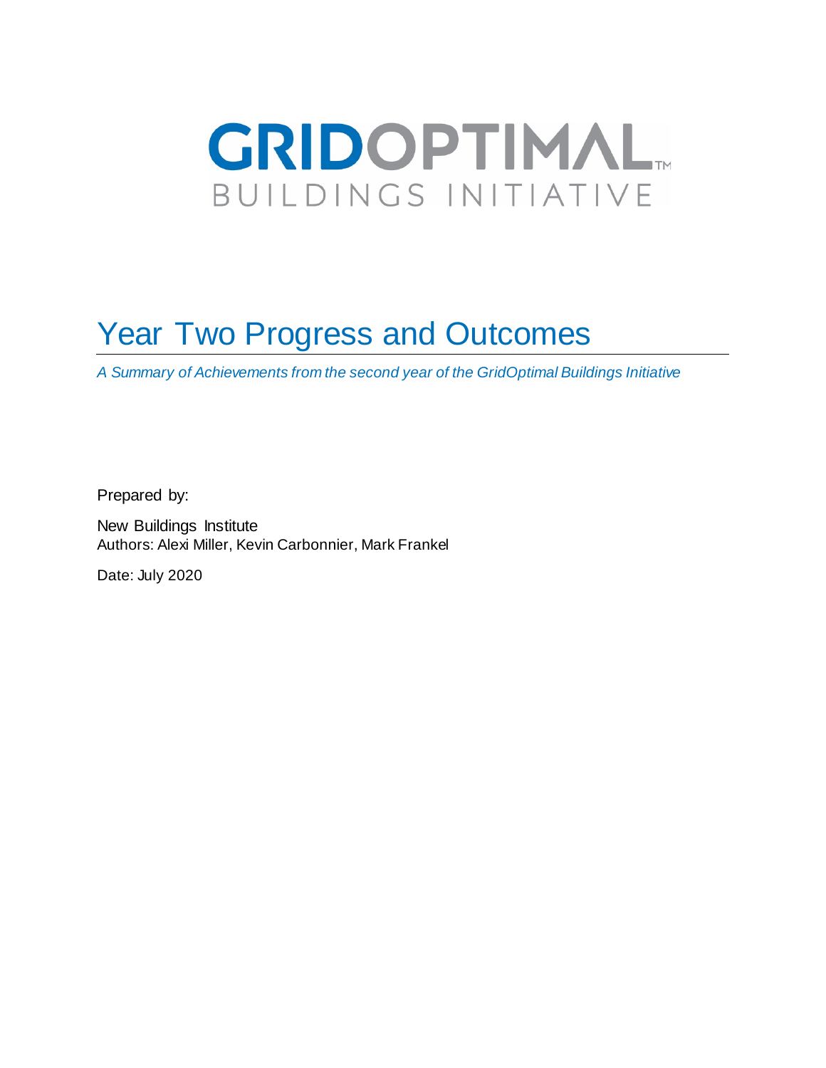# GRIDOPTIMAL™

BUILDINGS INITIATIVE

# Year Two Progress and Outcomes

*A Summary of Achievements from the second year of the GridOptimal Buildings Initiative*

Prepared by:

New Buildings Institute
Authors: Alexi Miller, Kevin Carbonnier, Mark Frankel

Date: July 2020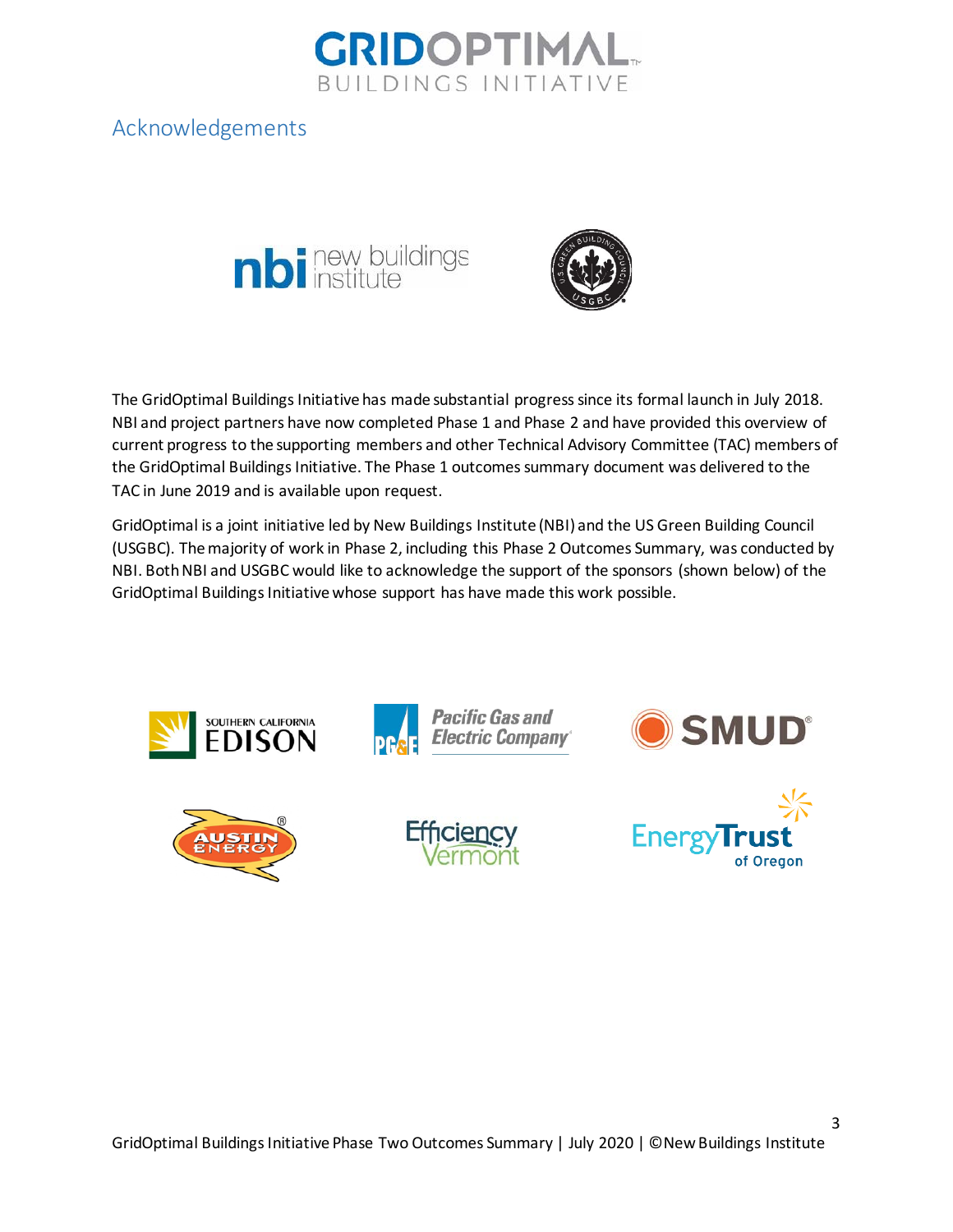## Acknowledgements

The GridOptimal Buildings Initiative has made substantial progress since its formal launch in July 2018. NBI and project partners have now completed Phase 1 and Phase 2 and have provided this overview of current progress to the supporting members and other Technical Advisory Committee (TAC) members of the GridOptimal Buildings Initiative. The Phase 1 outcomes summary document was delivered to the TAC in June 2019 and is available upon request.

GridOptimal is a joint initiative led by New Buildings Institute (NBI) and the US Green Building Council (USGBC). The majority of work in Phase 2, including this Phase 2 Outcomes Summary, was conducted by NBI. Both NBI and USGBC would like to acknowledge the support of the sponsors (shown below) of the GridOptimal Buildings Initiative whose support has have made this work possible.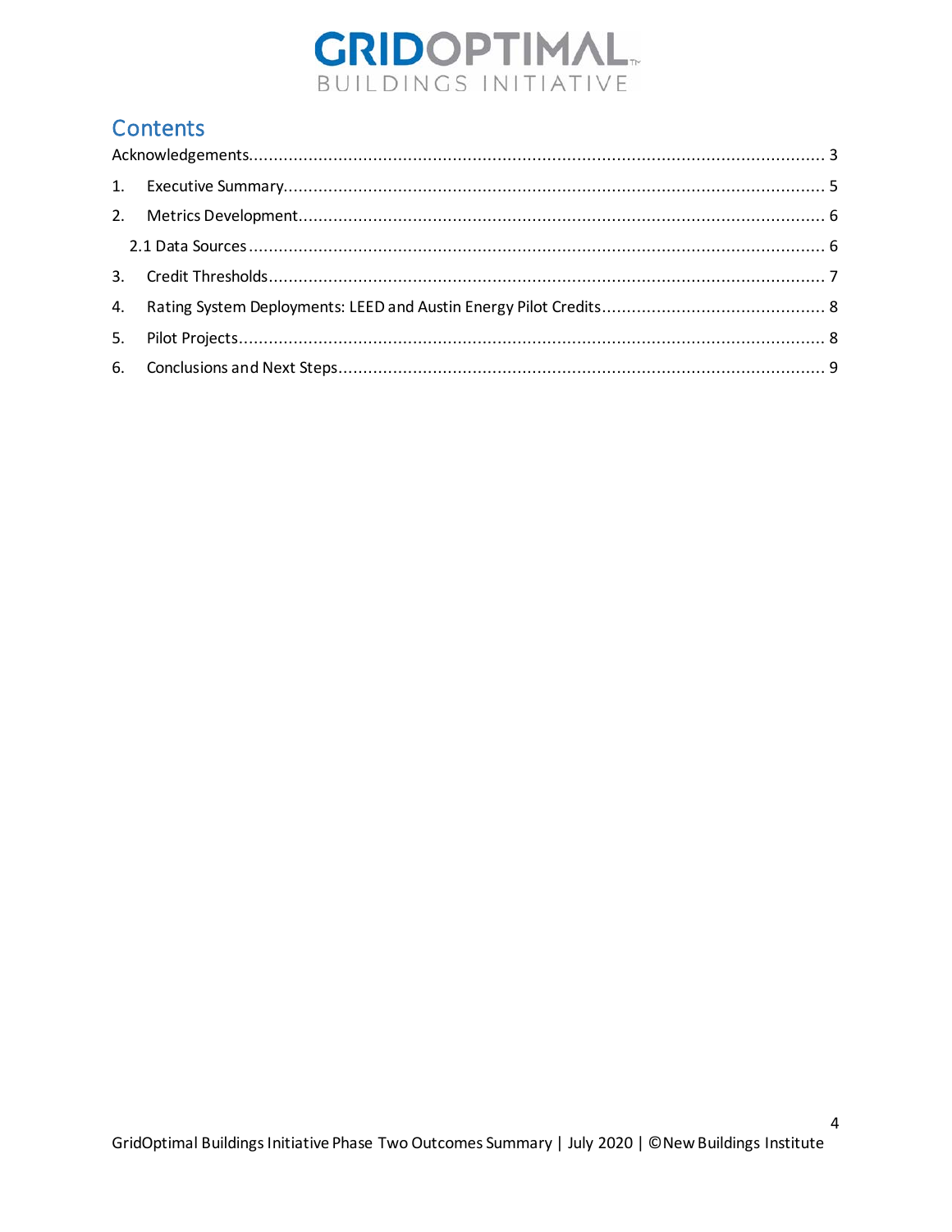# Contents

Acknowledgements.................................................................................................................... 3

1. Executive Summary.................................................................................................................. 5

2. Metrics Development................................................................................................................ 6

   2.1 Data Sources.......................................................................................................................... 6

3. Credit Thresholds..................................................................................................................... 7

4. Rating System Deployments: LEED and Austin Energy Pilot Credits.............................................. 8

5. Pilot Projects............................................................................................................................ 8

6. Conclusions and Next Steps...................................................................................................... 9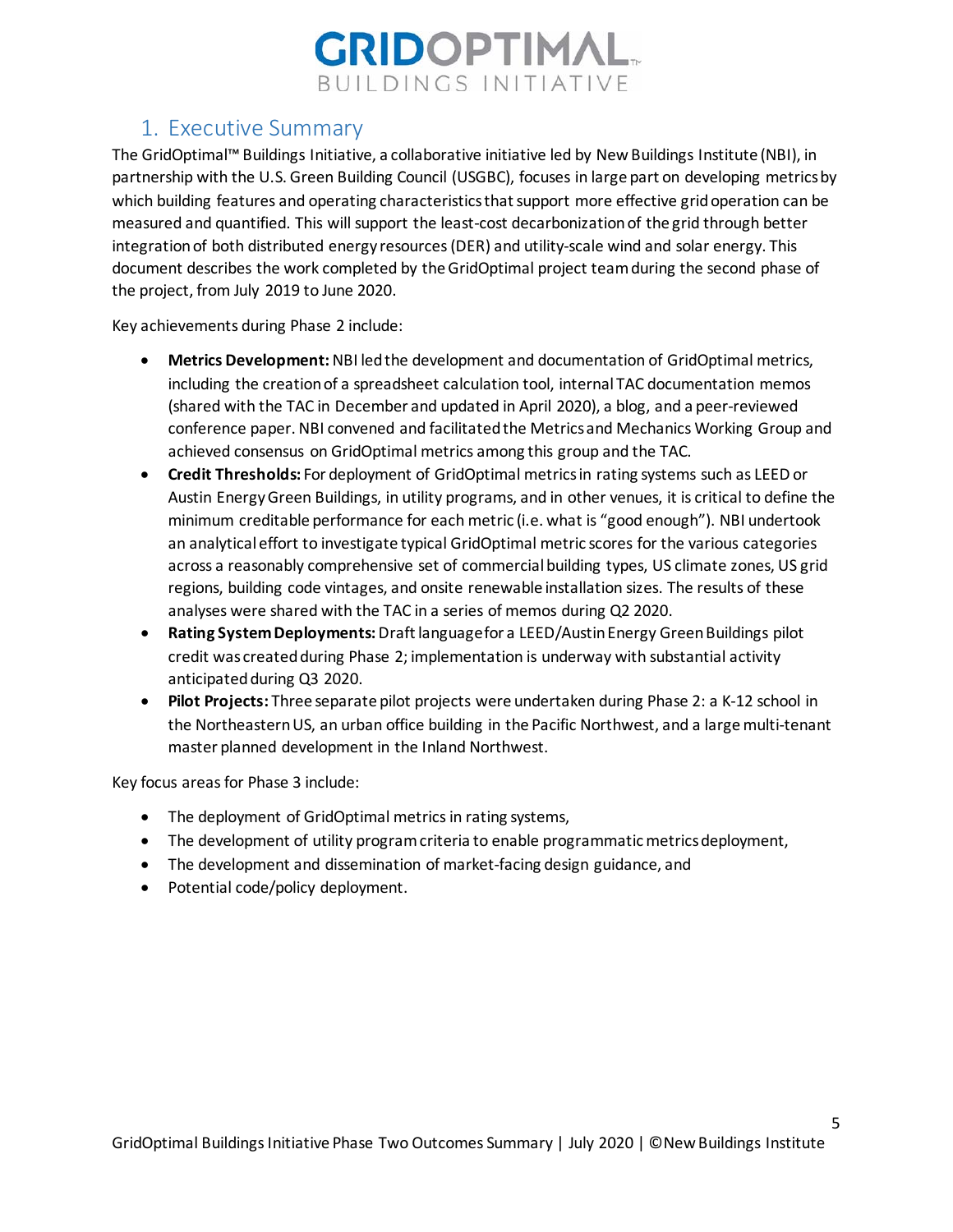# 1. Executive Summary

The GridOptimal™ Buildings Initiative, a collaborative initiative led by New Buildings Institute (NBI), in partnership with the U.S. Green Building Council (USGBC), focuses in large part on developing metrics by which building features and operating characteristics that support more effective grid operation can be measured and quantified. This will support the least-cost decarbonization of the grid through better integration of both distributed energy resources (DER) and utility-scale wind and solar energy. This document describes the work completed by the GridOptimal project team during the second phase of the project, from July 2019 to June 2020.

Key achievements during Phase 2 include:

- **Metrics Development:** NBI led the development and documentation of GridOptimal metrics, including the creation of a spreadsheet calculation tool, internal TAC documentation memos (shared with the TAC in December and updated in April 2020), a blog, and a peer-reviewed conference paper. NBI convened and facilitated the Metrics and Mechanics Working Group and achieved consensus on GridOptimal metrics among this group and the TAC.
- **Credit Thresholds:** For deployment of GridOptimal metrics in rating systems such as LEED or Austin Energy Green Buildings, in utility programs, and in other venues, it is critical to define the minimum creditable performance for each metric (i.e. what is "good enough"). NBI undertook an analytical effort to investigate typical GridOptimal metric scores for the various categories across a reasonably comprehensive set of commercial building types, US climate zones, US grid regions, building code vintages, and onsite renewable installation sizes. The results of these analyses were shared with the TAC in a series of memos during Q2 2020.
- **Rating System Deployments:** Draft language for a LEED/Austin Energy Green Buildings pilot credit was created during Phase 2; implementation is underway with substantial activity anticipated during Q3 2020.
- **Pilot Projects:** Three separate pilot projects were undertaken during Phase 2: a K-12 school in the Northeastern US, an urban office building in the Pacific Northwest, and a large multi-tenant master planned development in the Inland Northwest.

Key focus areas for Phase 3 include:

- The deployment of GridOptimal metrics in rating systems,
- The development of utility program criteria to enable programmatic metrics deployment,
- The development and dissemination of market-facing design guidance, and
- Potential code/policy deployment.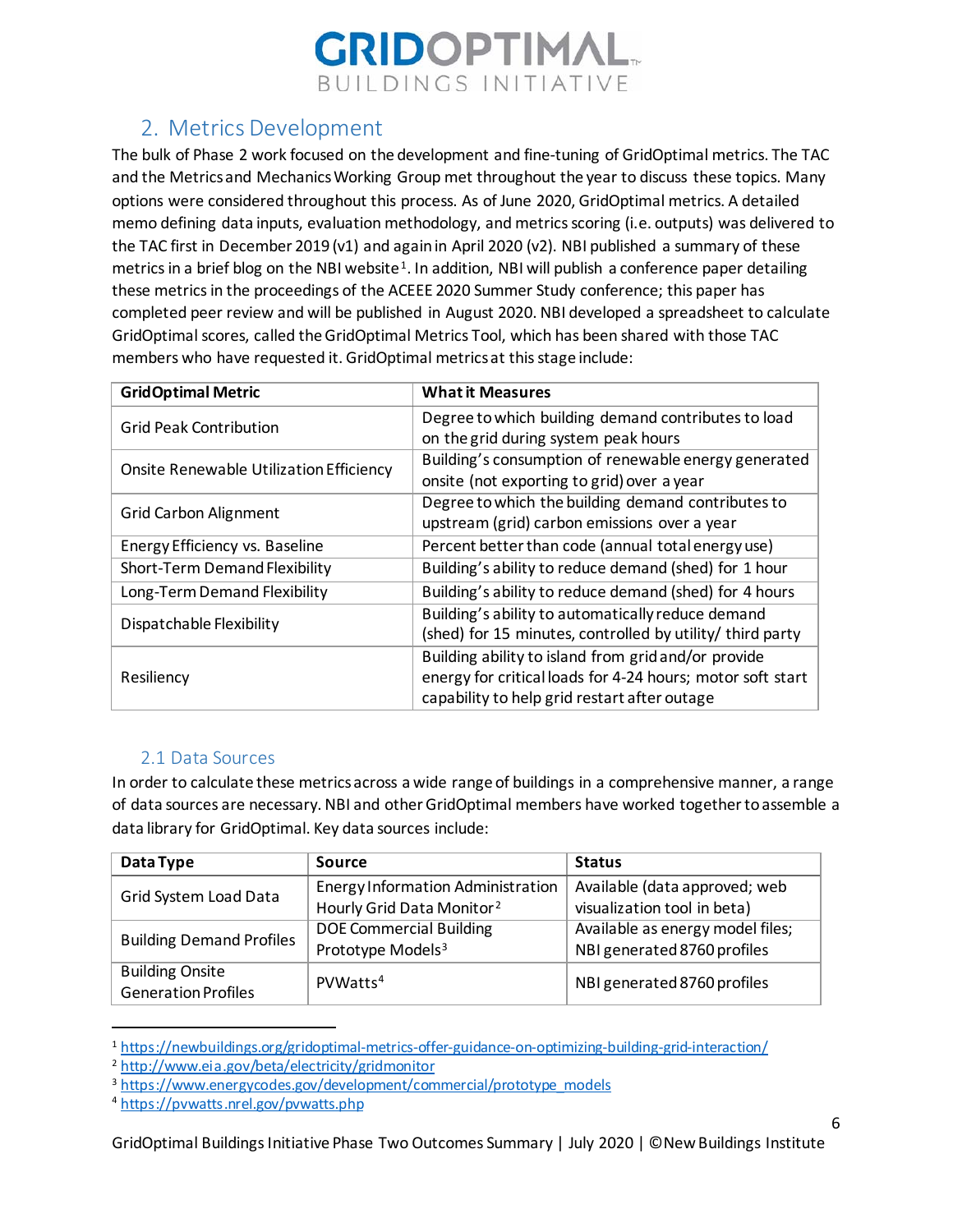## 2. Metrics Development

The bulk of Phase 2 work focused on the development and fine-tuning of GridOptimal metrics. The TAC and the Metrics and Mechanics Working Group met throughout the year to discuss these topics. Many options were considered throughout this process. As of June 2020, GridOptimal metrics. A detailed memo defining data inputs, evaluation methodology, and metrics scoring (i.e. outputs) was delivered to the TAC first in December 2019 (v1) and again in April 2020 (v2). NBI published a summary of these metrics in a brief blog on the NBI website[1]. In addition, NBI will publish a conference paper detailing these metrics in the proceedings of the ACEEE 2020 Summer Study conference; this paper has completed peer review and will be published in August 2020. NBI developed a spreadsheet to calculate GridOptimal scores, called the GridOptimal Metrics Tool, which has been shared with those TAC members who have requested it. GridOptimal metrics at this stage include:

| GridOptimal Metric | What it Measures |
|---|---|
| Grid Peak Contribution | Degree to which building demand contributes to load on the grid during system peak hours |
| Onsite Renewable Utilization Efficiency | Building's consumption of renewable energy generated onsite (not exporting to grid) over a year |
| Grid Carbon Alignment | Degree to which the building demand contributes to upstream (grid) carbon emissions over a year |
| Energy Efficiency vs. Baseline | Percent better than code (annual total energy use) |
| Short-Term Demand Flexibility | Building's ability to reduce demand (shed) for 1 hour |
| Long-Term Demand Flexibility | Building's ability to reduce demand (shed) for 4 hours |
| Dispatchable Flexibility | Building's ability to automatically reduce demand (shed) for 15 minutes, controlled by utility/ third party |
| Resiliency | Building ability to island from grid and/or provide energy for critical loads for 4-24 hours; motor soft start capability to help grid restart after outage |

### 2.1 Data Sources

In order to calculate these metrics across a wide range of buildings in a comprehensive manner, a range of data sources are necessary. NBI and other GridOptimal members have worked together to assemble a data library for GridOptimal. Key data sources include:

| Data Type | Source | Status |
|---|---|---|
| Grid System Load Data | Energy Information Administration Hourly Grid Data Monitor[2] | Available (data approved; web visualization tool in beta) |
| Building Demand Profiles | DOE Commercial Building Prototype Models[3] | Available as energy model files; NBI generated 8760 profiles |
| Building Onsite Generation Profiles | PVWatts[4] | NBI generated 8760 profiles |

[1] https://newbuildings.org/gridoptimal-metrics-offer-guidance-on-optimizing-building-grid-interaction/

[2] http://www.eia.gov/beta/electricity/gridmonitor

[3] https://www.energycodes.gov/development/commercial/prototype_models

[4] https://pvwatts.nrel.gov/pvwatts.php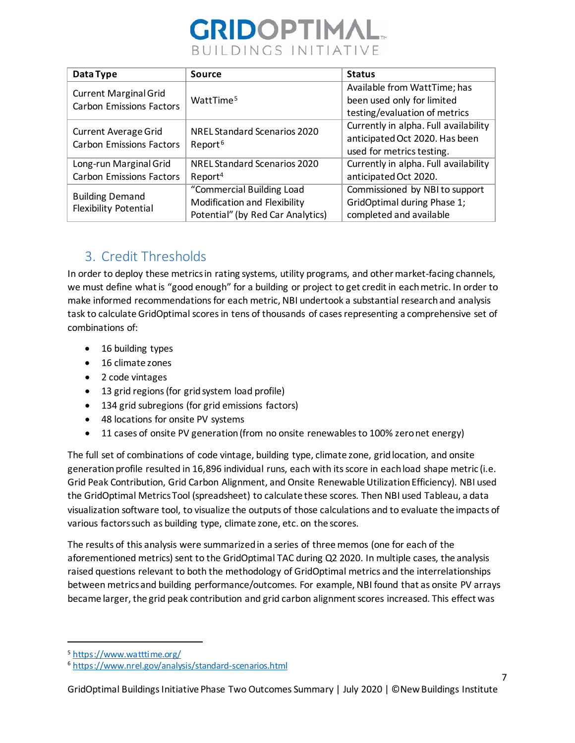| Data Type | Source | Status |
|---|---|---|
| Current Marginal Grid Carbon Emissions Factors | WattTime[5] | Available from WattTime; has been used only for limited testing/evaluation of metrics |
| Current Average Grid Carbon Emissions Factors | NREL Standard Scenarios 2020 Report[6] | Currently in alpha. Full availability anticipated Oct 2020. Has been used for metrics testing. |
| Long-run Marginal Grid Carbon Emissions Factors | NREL Standard Scenarios 2020 Report[4] | Currently in alpha. Full availability anticipated Oct 2020. |
| Building Demand Flexibility Potential | "Commercial Building Load Modification and Flexibility Potential" (by Red Car Analytics) | Commissioned by NBI to support GridOptimal during Phase 1; completed and available |

## 3. Credit Thresholds

In order to deploy these metrics in rating systems, utility programs, and other market-facing channels, we must define what is "good enough" for a building or project to get credit in each metric. In order to make informed recommendations for each metric, NBI undertook a substantial research and analysis task to calculate GridOptimal scores in tens of thousands of cases representing a comprehensive set of combinations of:

- 16 building types
- 16 climate zones
- 2 code vintages
- 13 grid regions (for grid system load profile)
- 134 grid subregions (for grid emissions factors)
- 48 locations for onsite PV systems
- 11 cases of onsite PV generation (from no onsite renewables to 100% zero net energy)

The full set of combinations of code vintage, building type, climate zone, grid location, and onsite generation profile resulted in 16,896 individual runs, each with its score in each load shape metric (i.e. Grid Peak Contribution, Grid Carbon Alignment, and Onsite Renewable Utilization Efficiency). NBI used the GridOptimal Metrics Tool (spreadsheet) to calculate these scores. Then NBI used Tableau, a data visualization software tool, to visualize the outputs of those calculations and to evaluate the impacts of various factors such as building type, climate zone, etc. on the scores.

The results of this analysis were summarized in a series of three memos (one for each of the aforementioned metrics) sent to the GridOptimal TAC during Q2 2020. In multiple cases, the analysis raised questions relevant to both the methodology of GridOptimal metrics and the interrelationships between metrics and building performance/outcomes. For example, NBI found that as onsite PV arrays became larger, the grid peak contribution and grid carbon alignment scores increased. This effect was

[5] https://www.watttime.org/

[6] https://www.nrel.gov/analysis/standard-scenarios.html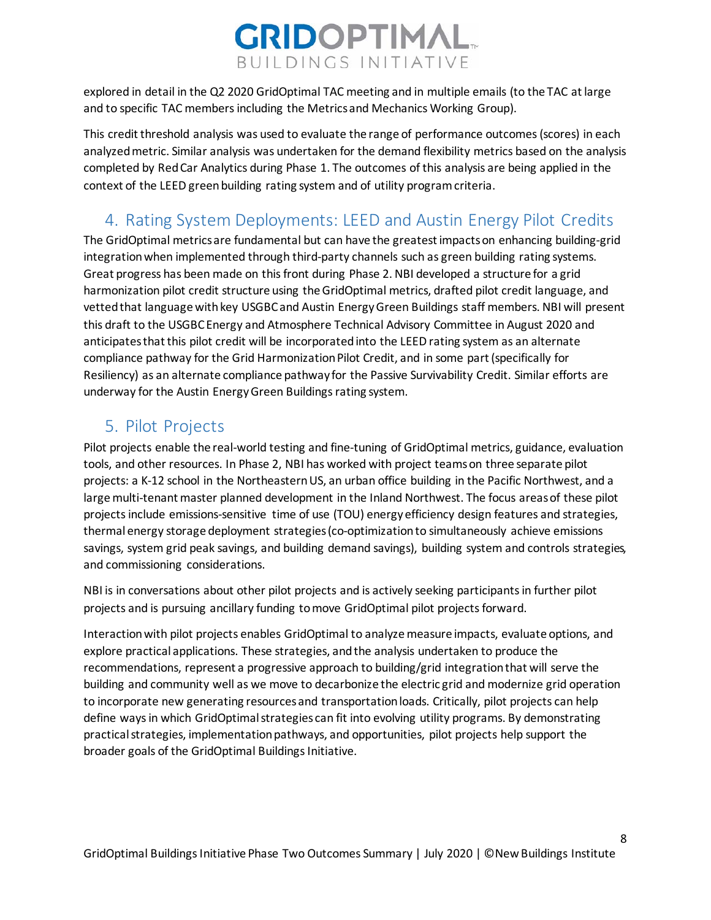explored in detail in the Q2 2020 GridOptimal TAC meeting and in multiple emails (to the TAC at large and to specific TAC members including the Metrics and Mechanics Working Group).

This credit threshold analysis was used to evaluate the range of performance outcomes (scores) in each analyzed metric. Similar analysis was undertaken for the demand flexibility metrics based on the analysis completed by Red Car Analytics during Phase 1. The outcomes of this analysis are being applied in the context of the LEED green building rating system and of utility program criteria.

## 4. Rating System Deployments: LEED and Austin Energy Pilot Credits

The GridOptimal metrics are fundamental but can have the greatest impacts on enhancing building-grid integration when implemented through third-party channels such as green building rating systems. Great progress has been made on this front during Phase 2. NBI developed a structure for a grid harmonization pilot credit structure using the GridOptimal metrics, drafted pilot credit language, and vetted that language with key USGBC and Austin Energy Green Buildings staff members. NBI will present this draft to the USGBC Energy and Atmosphere Technical Advisory Committee in August 2020 and anticipates that this pilot credit will be incorporated into the LEED rating system as an alternate compliance pathway for the Grid Harmonization Pilot Credit, and in some part (specifically for Resiliency) as an alternate compliance pathway for the Passive Survivability Credit. Similar efforts are underway for the Austin Energy Green Buildings rating system.

## 5. Pilot Projects

Pilot projects enable the real-world testing and fine-tuning of GridOptimal metrics, guidance, evaluation tools, and other resources. In Phase 2, NBI has worked with project teams on three separate pilot projects: a K-12 school in the Northeastern US, an urban office building in the Pacific Northwest, and a large multi-tenant master planned development in the Inland Northwest. The focus areas of these pilot projects include emissions-sensitive time of use (TOU) energy efficiency design features and strategies, thermal energy storage deployment strategies (co-optimization to simultaneously achieve emissions savings, system grid peak savings, and building demand savings), building system and controls strategies, and commissioning considerations.

NBI is in conversations about other pilot projects and is actively seeking participants in further pilot projects and is pursuing ancillary funding to move GridOptimal pilot projects forward.

Interaction with pilot projects enables GridOptimal to analyze measure impacts, evaluate options, and explore practical applications. These strategies, and the analysis undertaken to produce the recommendations, represent a progressive approach to building/grid integration that will serve the building and community well as we move to decarbonize the electric grid and modernize grid operation to incorporate new generating resources and transportation loads. Critically, pilot projects can help define ways in which GridOptimal strategies can fit into evolving utility programs. By demonstrating practical strategies, implementation pathways, and opportunities, pilot projects help support the broader goals of the GridOptimal Buildings Initiative.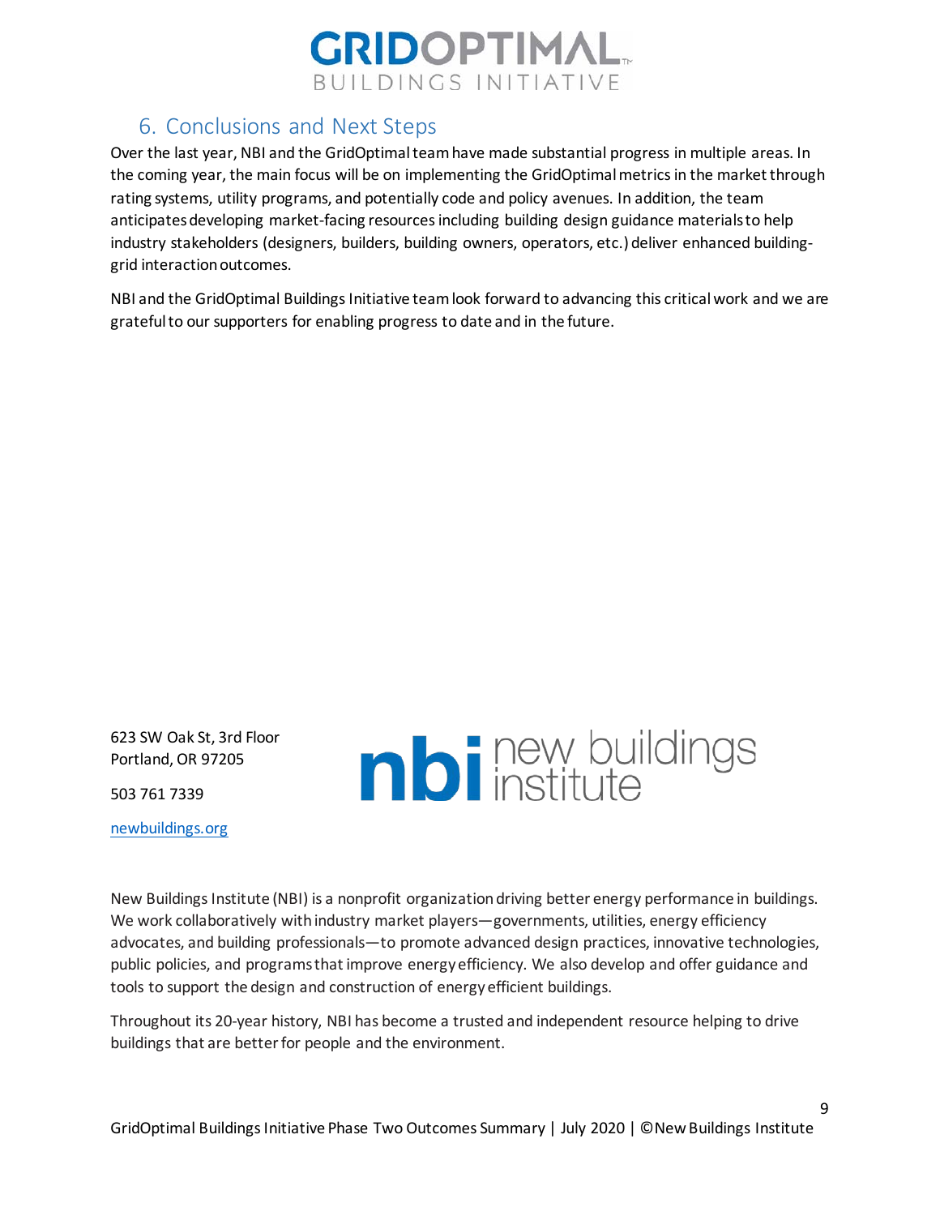## 6. Conclusions and Next Steps

Over the last year, NBI and the GridOptimal team have made substantial progress in multiple areas. In the coming year, the main focus will be on implementing the GridOptimal metrics in the market through rating systems, utility programs, and potentially code and policy avenues. In addition, the team anticipates developing market-facing resources including building design guidance materials to help industry stakeholders (designers, builders, building owners, operators, etc.) deliver enhanced building-grid interaction outcomes.

NBI and the GridOptimal Buildings Initiative team look forward to advancing this critical work and we are grateful to our supporters for enabling progress to date and in the future.

623 SW Oak St, 3rd Floor
Portland, OR 97205

503 761 7339

[newbuildings.org](https://newbuildings.org)

nbi new buildings institute

New Buildings Institute (NBI) is a nonprofit organization driving better energy performance in buildings. We work collaboratively with industry market players—governments, utilities, energy efficiency advocates, and building professionals—to promote advanced design practices, innovative technologies, public policies, and programs that improve energy efficiency. We also develop and offer guidance and tools to support the design and construction of energy efficient buildings.

Throughout its 20-year history, NBI has become a trusted and independent resource helping to drive buildings that are better for people and the environment.